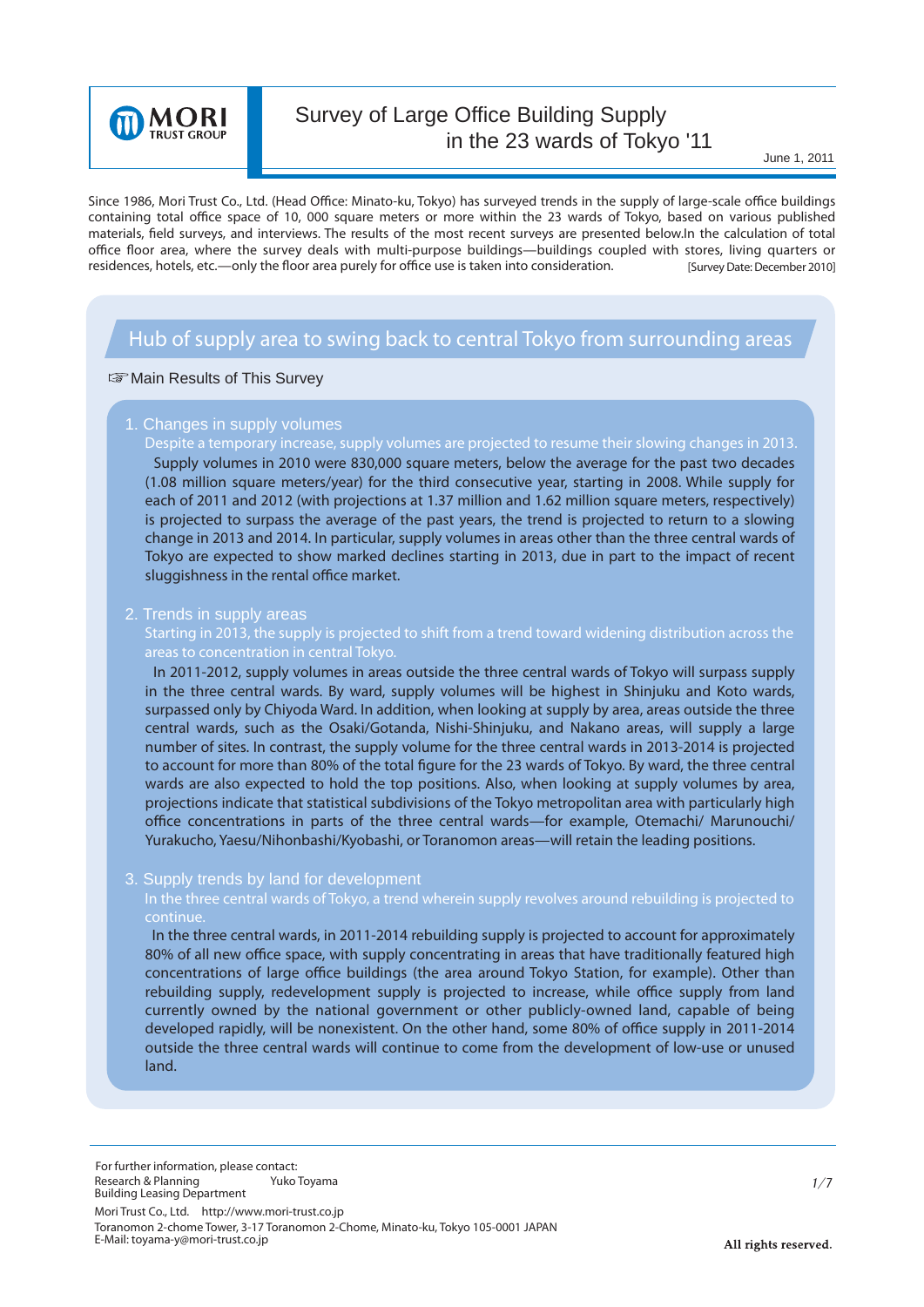MORI TRUST GROUP

# Survey of Large Office Building Supply in the 23 wards of Tokyo '11

June 1, 2011

Since 1986, Mori Trust Co., Ltd. (Head Office: Minato-ku, Tokyo) has surveyed trends in the supply of large-scale office buildings containing total office space of 10, 000 square meters or more within the 23 wards of Tokyo, based on various published materials, field surveys, and interviews. The results of the most recent surveys are presented below.In the calculation of total office floor area, where the survey deals with multi-purpose buildings—buildings coupled with stores, living quarters or residences, hotels, etc.—only the floor area purely for office use is taken into consideration.

[Survey Date: December 2010]

## Hub of supply area to swing back to central Tokyo from surrounding areas

☞Main Results of This Survey

### 1. Changes in supply volumes

Despite a temporary increase, supply volumes are projected to resume their slowing changes in 2013.

Supply volumes in 2010 were 830,000 square meters, below the average for the past two decades (1.08 million square meters/year) for the third consecutive year, starting in 2008. While supply for each of 2011 and 2012 (with projections at 1.37 million and 1.62 million square meters, respectively) is projected to surpass the average of the past years, the trend is projected to return to a slowing change in 2013 and 2014. In particular, supply volumes in areas other than the three central wards of Tokyo are expected to show marked declines starting in 2013, due in part to the impact of recent sluggishness in the rental office market.

### 2. Trends in supply areas

Starting in 2013, the supply is projected to shift from a trend toward widening distribution across the areas to concentration in central Tokyo.

In 2011-2012, supply volumes in areas outside the three central wards of Tokyo will surpass supply in the three central wards. By ward, supply volumes will be highest in Shinjuku and Koto wards, surpassed only by Chiyoda Ward. In addition, when looking at supply by area, areas outside the three central wards, such as the Osaki/Gotanda, Nishi-Shinjuku, and Nakano areas, will supply a large number of sites. In contrast, the supply volume for the three central wards in 2013-2014 is projected to account for more than 80% of the total figure for the 23 wards of Tokyo. By ward, the three central wards are also expected to hold the top positions. Also, when looking at supply volumes by area, projections indicate that statistical subdivisions of the Tokyo metropolitan area with particularly high office concentrations in parts of the three central wards—for example, Otemachi/ Marunouchi/ Yurakucho, Yaesu/Nihonbashi/Kyobashi, or Toranomon areas—will retain the leading positions.

### 3. Supply trends by land for development

In the three central wards of Tokyo, a trend wherein supply revolves around rebuilding is projected to continue.

In the three central wards, in 2011-2014 rebuilding supply is projected to account for approximately 80% of all new office space, with supply concentrating in areas that have traditionally featured high concentrations of large office buildings (the area around Tokyo Station, for example). Other than rebuilding supply, redevelopment supply is projected to increase, while office supply from land currently owned by the national government or other publicly-owned land, capable of being developed rapidly, will be nonexistent. On the other hand, some 80% of office supply in 2011-2014 outside the three central wards will continue to come from the development of low-use or unused land.

For further information, please contact:
Research & Planning Building Leasing Department — Yuko Toyama
Mori Trust Co., Ltd. http://www.mori-trust.co.jp
Toranomon 2-chome Tower, 3-17 Toranomon 2-Chome, Minato-ku, Tokyo 105-0001 JAPAN
E-Mail: toyama-y@mori-trust.co.jp

All rights reserved.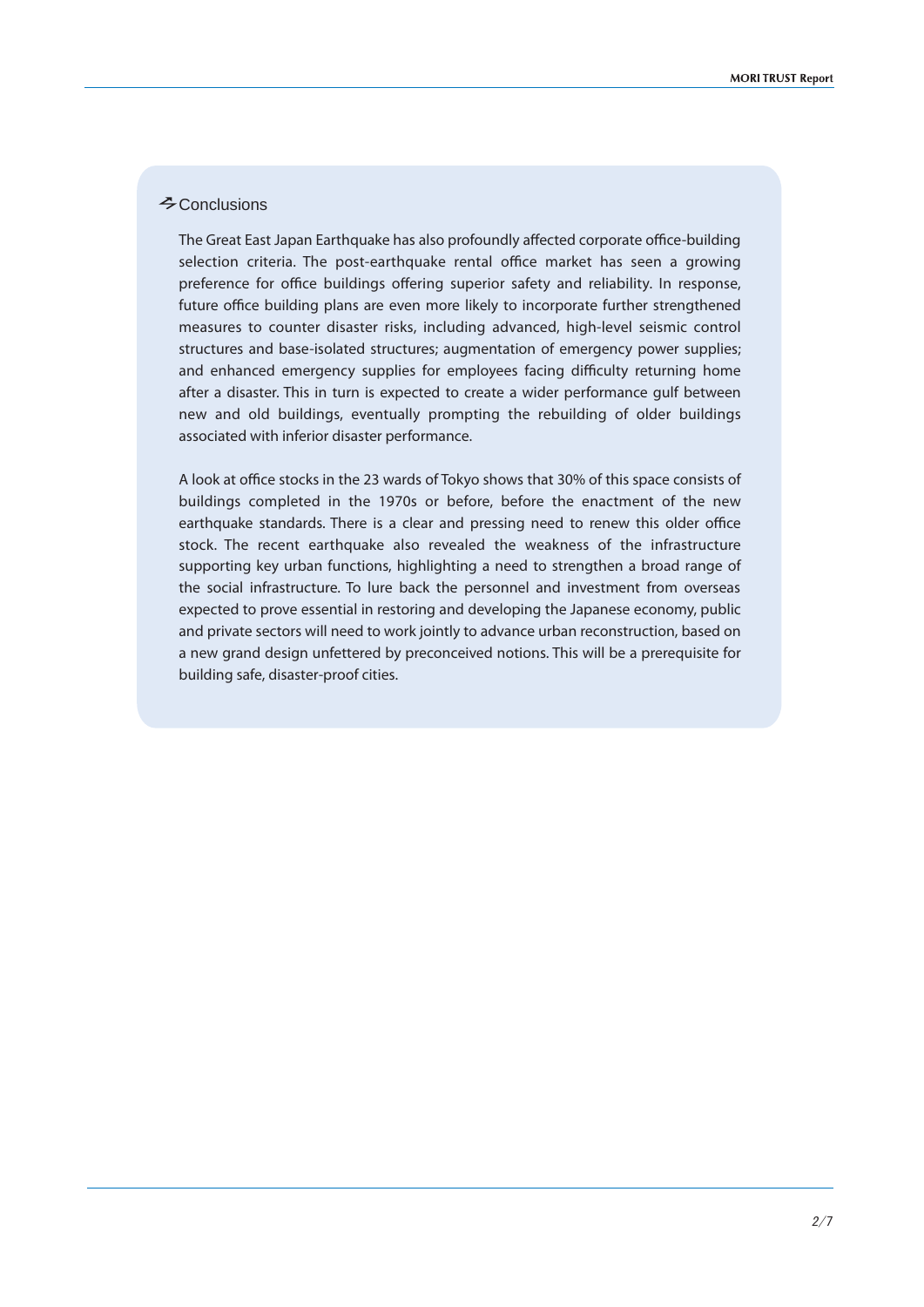## Conclusions

The Great East Japan Earthquake has also profoundly affected corporate office-building selection criteria. The post-earthquake rental office market has seen a growing preference for office buildings offering superior safety and reliability. In response, future office building plans are even more likely to incorporate further strengthened measures to counter disaster risks, including advanced, high-level seismic control structures and base-isolated structures; augmentation of emergency power supplies; and enhanced emergency supplies for employees facing difficulty returning home after a disaster. This in turn is expected to create a wider performance gulf between new and old buildings, eventually prompting the rebuilding of older buildings associated with inferior disaster performance.

A look at office stocks in the 23 wards of Tokyo shows that 30% of this space consists of buildings completed in the 1970s or before, before the enactment of the new earthquake standards. There is a clear and pressing need to renew this older office stock. The recent earthquake also revealed the weakness of the infrastructure supporting key urban functions, highlighting a need to strengthen a broad range of the social infrastructure. To lure back the personnel and investment from overseas expected to prove essential in restoring and developing the Japanese economy, public and private sectors will need to work jointly to advance urban reconstruction, based on a new grand design unfettered by preconceived notions. This will be a prerequisite for building safe, disaster-proof cities.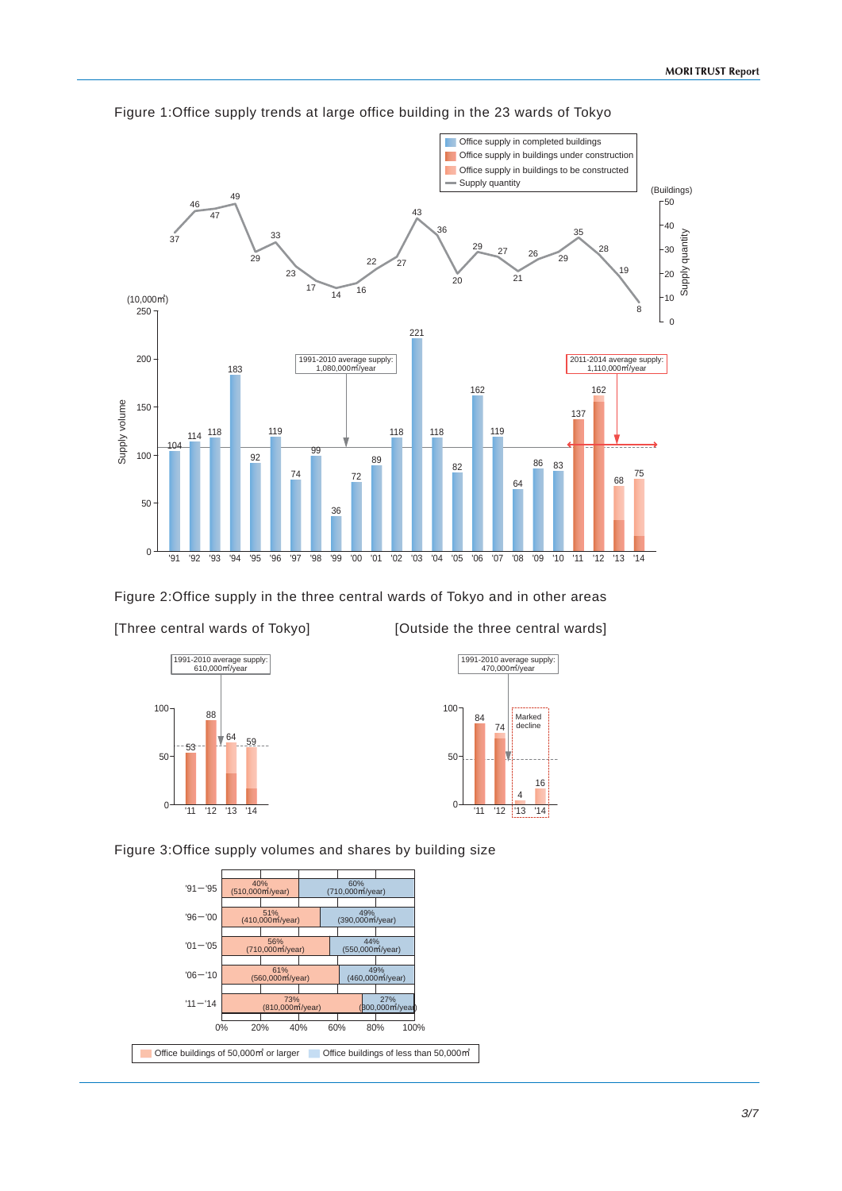Figure 1:Office supply trends at large office building in the 23 wards of Tokyo

- Office supply in completed buildings
- Office supply in buildings under construction
- Office supply in buildings to be constructed
- Supply quantity

Supply quantity (Buildings)

| Year | '91 | '92 | '93 | '94 | '95 | '96 | '97 | '98 | '99 | '00 | '01 | '02 | '03 | '04 | '05 | '06 | '07 | '08 | '09 | '10 | '11 | '12 | '13 | '14 |
|---|---|---|---|---|---|---|---|---|---|---|---|---|---|---|---|---|---|---|---|---|---|---|---|---|
| Supply quantity (Buildings) | 37 | 46 | 47 | 49 | 29 | 33 | 23 | 17 | 14 | 16 | 22 | 27 | 43 | 36 | 20 | 29 | 27 | 21 | 26 | 29 | 35 | 28 | 19 | 8 |
| Supply volume (10,000㎡) | 104 | 114 | 118 | 183 | 92 | 119 | 74 | 99 | 36 | 72 | 89 | 118 | 221 | 118 | 82 | 162 | 119 | 64 | 86 | 83 | 137 | 162 | 68 | 75 |

1991-2010 average supply: 1,080,000㎡/year

2011-2014 average supply: 1,110,000㎡/year

Figure 2:Office supply in the three central wards of Tokyo and in other areas

[Three central wards of Tokyo]

1991-2010 average supply: 610,000㎡/year

| Year | '11 | '12 | '13 | '14 |
|---|---|---|---|---|
| Supply volume (10,000㎡) | 53 | 88 | 64 | 59 |

[Outside the three central wards]

1991-2010 average supply: 470,000㎡/year

| Year | '11 | '12 | '13 | '14 |
|---|---|---|---|---|
| Supply volume (10,000㎡) | 84 | 74 | 4 | 16 |

Marked decline

Figure 3:Office supply volumes and shares by building size

| Period | Office buildings of 50,000㎡ or larger | Office buildings of less than 50,000㎡ |
|---|---|---|
| '91－'95 | 40% (510,000㎡/year) | 60% (710,000㎡/year) |
| '96－'00 | 51% (410,000㎡/year) | 49% (390,000㎡/year) |
| '01－'05 | 56% (710,000㎡/year) | 44% (550,000㎡/year) |
| '06－'10 | 61% (560,000㎡/year) | 49% (460,000㎡/year) |
| '11－'14 | 73% (810,000㎡/year) | 27% (300,000㎡/year) |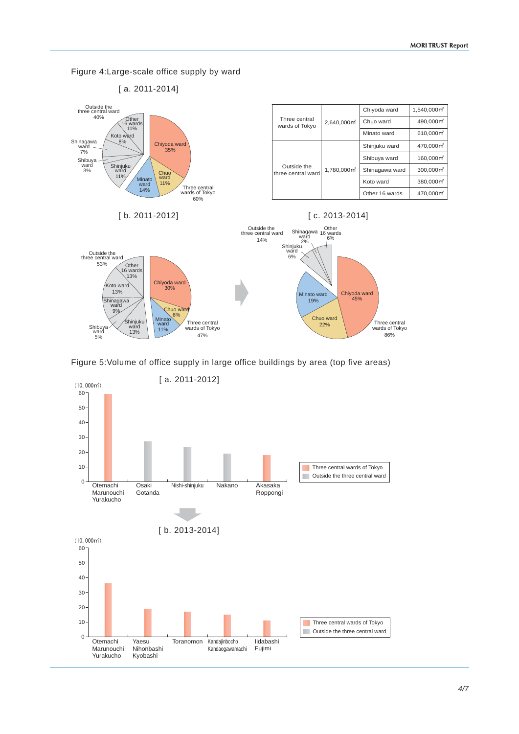## Figure 4:Large-scale office supply by ward

[ a. 2011-2014]

Outside the three central ward 40%: Other 16 wards 11%, Koto ward 8%, Shinagawa ward 7%, Shibuya ward 3%, Shinjuku ward 11%

Three central wards of Tokyo 60%: Chiyoda ward 35%, Chuo ward 11%, Minato ward 14%

| | | | |
|---|---|---|---|
| Three central wards of Tokyo | 2,640,000㎡ | Chiyoda ward | 1,540,000㎡ |
| | | Chuo ward | 490,000㎡ |
| | | Minato ward | 610,000㎡ |
| Outside the three central ward | 1,780,000㎡ | Shinjuku ward | 470,000㎡ |
| | | Shibuya ward | 160,000㎡ |
| | | Shinagawa ward | 300,000㎡ |
| | | Koto ward | 380,000㎡ |
| | | Other 16 wards | 470,000㎡ |

[ b. 2011-2012]

Outside the three central ward 53%: Other 16 wards 13%, Koto ward 13%, Shinagawa ward 9%, Shibuya ward 5%, Shinjuku ward 13%

Three central wards of Tokyo 47%: Chiyoda ward 30%, Chuo ward 6%, Minato ward 11%

[ c. 2013-2014]

Outside the three central ward 14%: Shinagawa ward 2%, Other 16 wards 6%, Shinjuku ward 6%

Three central wards of Tokyo 86%: Chiyoda ward 45%, Chuo ward 22%, Minato ward 19%

## Figure 5:Volume of office supply in large office buildings by area (top five areas)

[ a. 2011-2012]

(10, 000㎡)

| Area | Category | Approx. volume |
|---|---|---|
| Otemachi Marunouchi Yurakucho | Three central wards of Tokyo | 59 |
| Osaki Gotanda | Outside the three central ward | 27 |
| Nishi-shinjuku | Outside the three central ward | 23 |
| Nakano | Outside the three central ward | 19 |
| Akasaka Roppongi | Three central wards of Tokyo | 18 |

[ b. 2013-2014]

(10, 000㎡)

| Area | Category | Approx. volume |
|---|---|---|
| Otemachi Marunouchi Yurakucho | Three central wards of Tokyo | 36 |
| Yaesu Nihonbashi Kyobashi | Three central wards of Tokyo | 19 |
| Toranomon | Three central wards of Tokyo | 17 |
| Kandajinbocho Kandaogawamachi | Three central wards of Tokyo | 15 |
| Iidabashi Fujimi | Three central wards of Tokyo | 11 |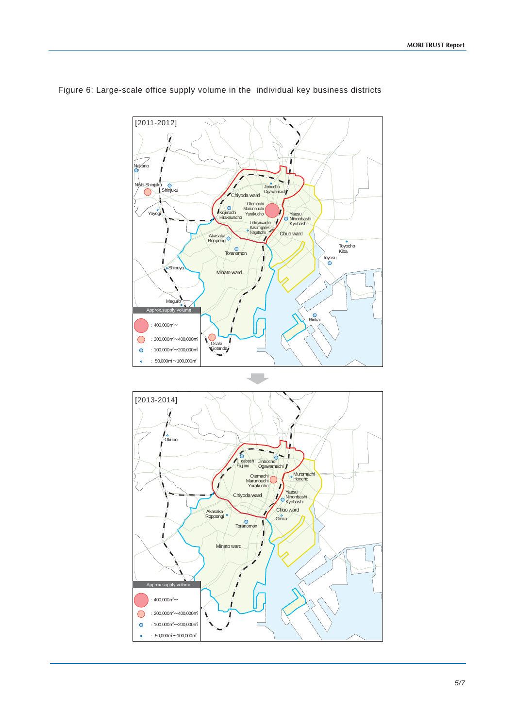Figure 6: Large-scale office supply volume in the individual key business districts

**[2011-2012]**

Approx.supply volume

- : 400,000㎡～
- : 200,000㎡～400,000㎡
- : 100,000㎡～200,000㎡
- : 50,000㎡～100,000㎡

**[2013-2014]**

Approx.supply volume

- : 400,000㎡～
- : 200,000㎡～400,000㎡
- : 100,000㎡～200,000㎡
- : 50,000㎡～100,000㎡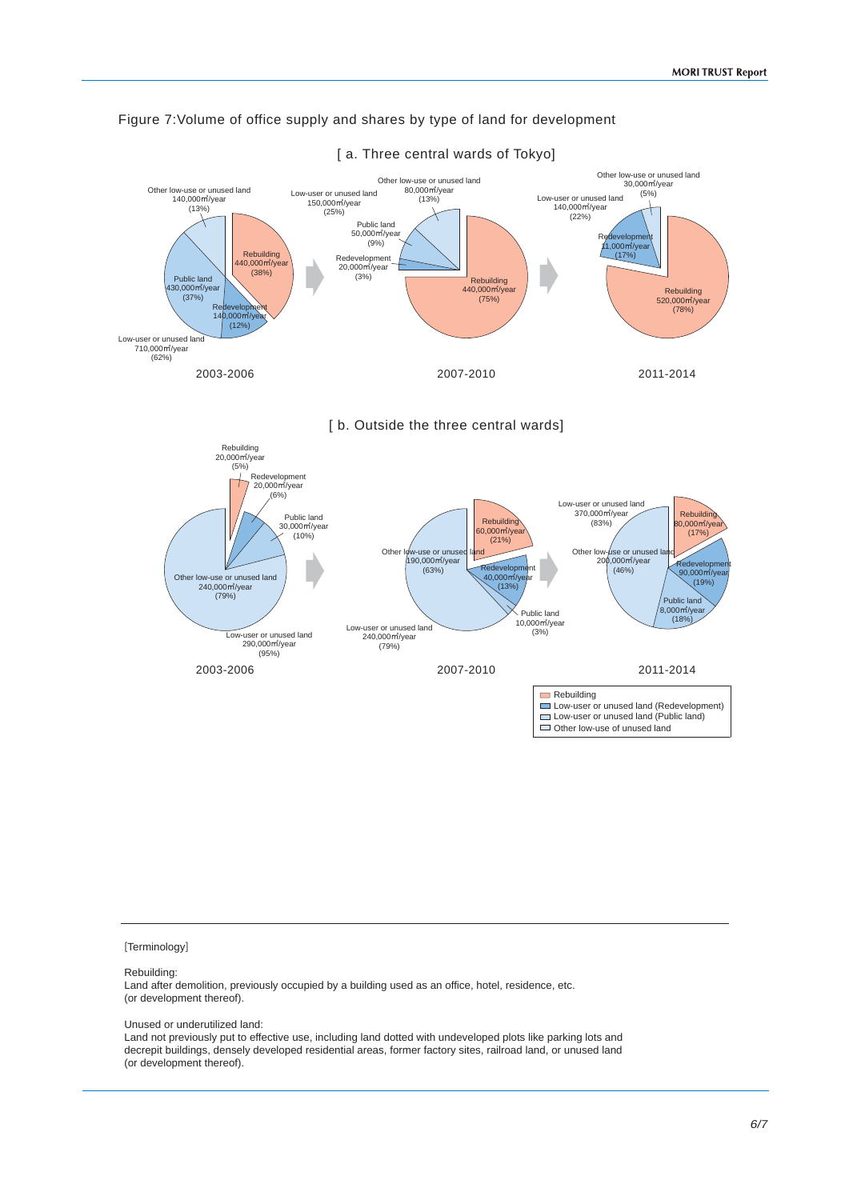Figure 7:Volume of office supply and shares by type of land for development

[ a. Three central wards of Tokyo]

2003-2006

- Rebuilding 440,000㎡/year (38%)
- Low-user or unused land 710,000㎡/year (62%)
  - Redevelopment 140,000㎡/year (12%)
  - Public land 430,000㎡/year (37%)
  - Other low-use or unused land 140,000㎡/year (13%)

2007-2010

- Rebuilding 440,000㎡/year (75%)
- Low-user or unused land 150,000㎡/year (25%)
  - Redevelopment 20,000㎡/year (3%)
  - Public land 50,000㎡/year (9%)
  - Other low-use or unused land 80,000㎡/year (13%)

2011-2014

- Rebuilding 520,000㎡/year (78%)
- Low-user or unused land 140,000㎡/year (22%)
  - Redevelopment 11,000㎡/year (17%)
  - Other low-use or unused land 30,000㎡/year (5%)

[ b. Outside the three central wards]

2003-2006

- Rebuilding 20,000㎡/year (5%)
- Low-user or unused land 290,000㎡/year (95%)
  - Redevelopment 20,000㎡/year (6%)
  - Public land 30,000㎡/year (10%)
  - Other low-use or unused land 240,000㎡/year (79%)

2007-2010

- Rebuilding 60,000㎡/year (21%)
- Low-user or unused land 240,000㎡/year (79%)
  - Redevelopment 40,000㎡/year (13%)
  - Public land 10,000㎡/year (3%)
  - Other low-use or unused land 190,000㎡/year (63%)

2011-2014

- Rebuilding 80,000㎡/year (17%)
- Low-user or unused land 370,000㎡/year (83%)
  - Redevelopment 90,000㎡/year (19%)
  - Public land 8,000㎡/year (18%)
  - Other low-use or unused land 200,000㎡/year (46%)

Legend:
- Rebuilding
- Low-user or unused land (Redevelopment)
- Low-user or unused land (Public land)
- Other low-use of unused land

[Terminology]

Rebuilding:
Land after demolition, previously occupied by a building used as an office, hotel, residence, etc. (or development thereof).

Unused or underutilized land:
Land not previously put to effective use, including land dotted with undeveloped plots like parking lots and decrepit buildings, densely developed residential areas, former factory sites, railroad land, or unused land (or development thereof).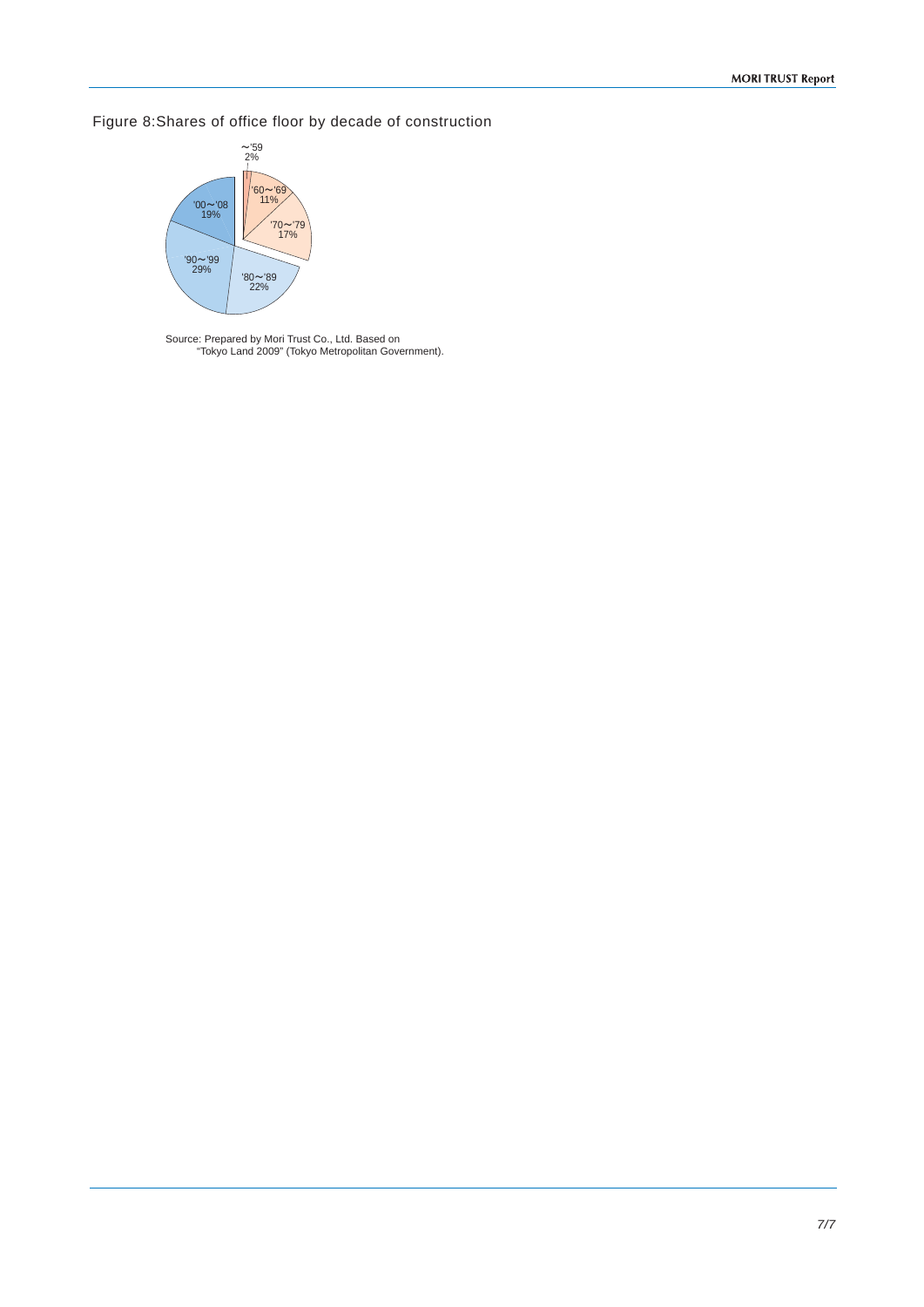Figure 8:Shares of office floor by decade of construction

～'59
2%

'60～'69
11%

'70～'79
17%

'80～'89
22%

'90～'99
29%

'00～'08
19%

Source: Prepared by Mori Trust Co., Ltd. Based on
"Tokyo Land 2009" (Tokyo Metropolitan Government).